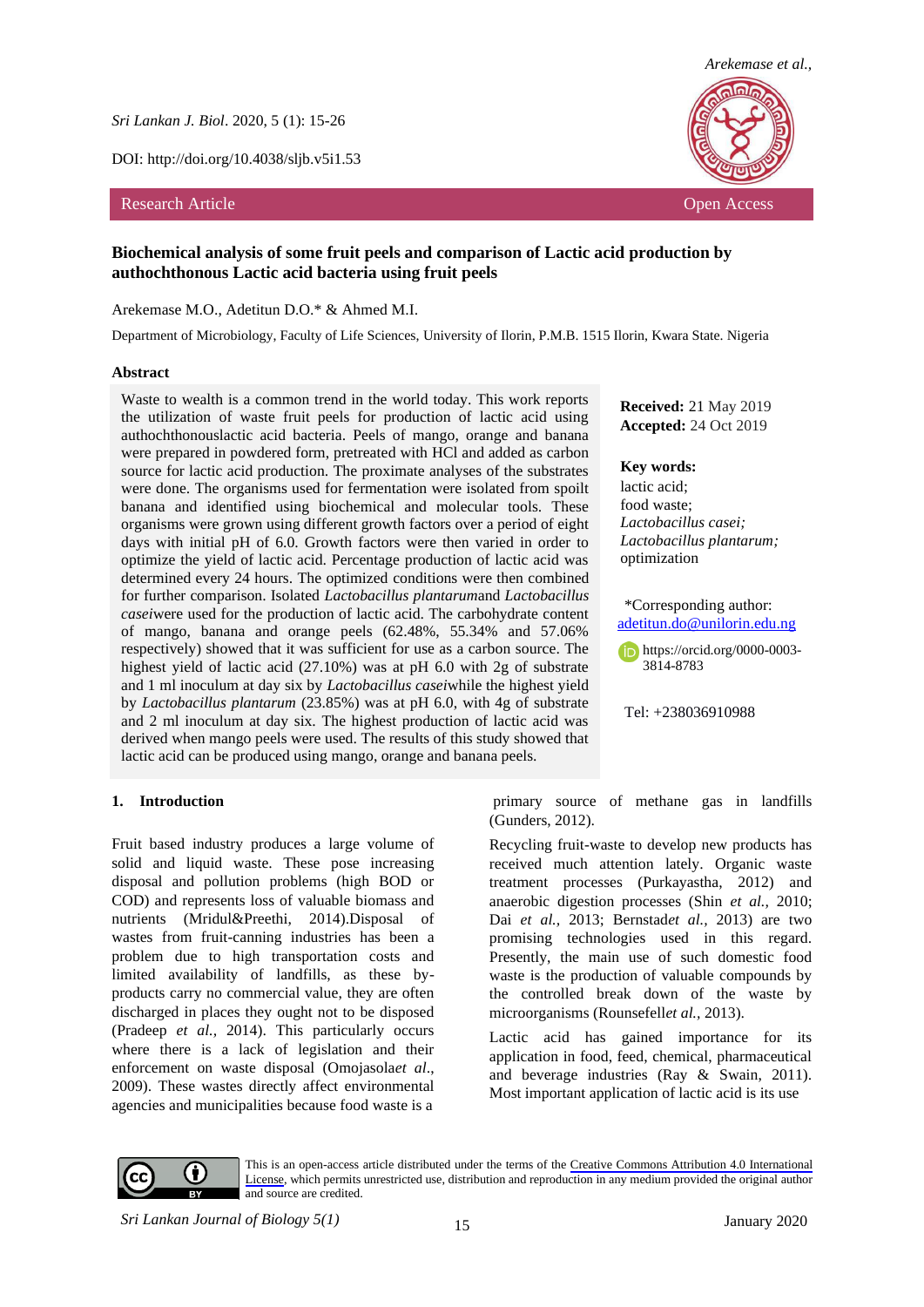Sri Lankan J. Biol. 2020, 5 (1): 15-26

DOI: http://doi.org/10.4038/sljb.v5i1.53

Research Article — Open Access

# Biochemical analysis of some fruit peels and comparison of Lactic acid production by authochthonous Lactic acid bacteria using fruit peels

Arekemase M.O., Adetitun D.O.* & Ahmed M.I.

Department of Microbiology, Faculty of Life Sciences, University of Ilorin, P.M.B. 1515 Ilorin, Kwara State. Nigeria

## Abstract

Waste to wealth is a common trend in the world today. This work reports the utilization of waste fruit peels for production of lactic acid using authochthonouslactic acid bacteria. Peels of mango, orange and banana were prepared in powdered form, pretreated with HCl and added as carbon source for lactic acid production. The proximate analyses of the substrates were done. The organisms used for fermentation were isolated from spoilt banana and identified using biochemical and molecular tools. These organisms were grown using different growth factors over a period of eight days with initial pH of 6.0. Growth factors were then varied in order to optimize the yield of lactic acid. Percentage production of lactic acid was determined every 24 hours. The optimized conditions were then combined for further comparison. Isolated *Lactobacillus plantarum*and *Lactobacillus casei*were used for the production of lactic acid. The carbohydrate content of mango, banana and orange peels (62.48%, 55.34% and 57.06% respectively) showed that it was sufficient for use as a carbon source. The highest yield of lactic acid (27.10%) was at pH 6.0 with 2g of substrate and 1 ml inoculum at day six by *Lactobacillus casei*while the highest yield by *Lactobacillus plantarum* (23.85%) was at pH 6.0, with 4g of substrate and 2 ml inoculum at day six. The highest production of lactic acid was derived when mango peels were used. The results of this study showed that lactic acid can be produced using mango, orange and banana peels.

**Received:** 21 May 2019
**Accepted:** 24 Oct 2019

**Key words:**
lactic acid;
food waste;
*Lactobacillus casei;*
*Lactobacillus plantarum;*
optimization

*Corresponding author: adetitun.do@unilorin.edu.ng

https://orcid.org/0000-0003-3814-8783

Tel: +238036910988

## 1. Introduction

Fruit based industry produces a large volume of solid and liquid waste. These pose increasing disposal and pollution problems (high BOD or COD) and represents loss of valuable biomass and nutrients (Mridul&Preethi, 2014).Disposal of wastes from fruit-canning industries has been a problem due to high transportation costs and limited availability of landfills, as these by-products carry no commercial value, they are often discharged in places they ought not to be disposed (Pradeep *et al.,* 2014). This particularly occurs where there is a lack of legislation and their enforcement on waste disposal (Omojasola*et al*., 2009). These wastes directly affect environmental agencies and municipalities because food waste is a primary source of methane gas in landfills (Gunders, 2012).

Recycling fruit-waste to develop new products has received much attention lately. Organic waste treatment processes (Purkayastha, 2012) and anaerobic digestion processes (Shin *et al.,* 2010; Dai *et al.,* 2013; Bernstad*et al.,* 2013) are two promising technologies used in this regard. Presently, the main use of such domestic food waste is the production of valuable compounds by the controlled break down of the waste by microorganisms (Rounsefell*et al.,* 2013).

Lactic acid has gained importance for its application in food, feed, chemical, pharmaceutical and beverage industries (Ray & Swain, 2011). Most important application of lactic acid is its use

This is an open-access article distributed under the terms of the Creative Commons Attribution 4.0 International License, which permits unrestricted use, distribution and reproduction in any medium provided the original author and source are credited.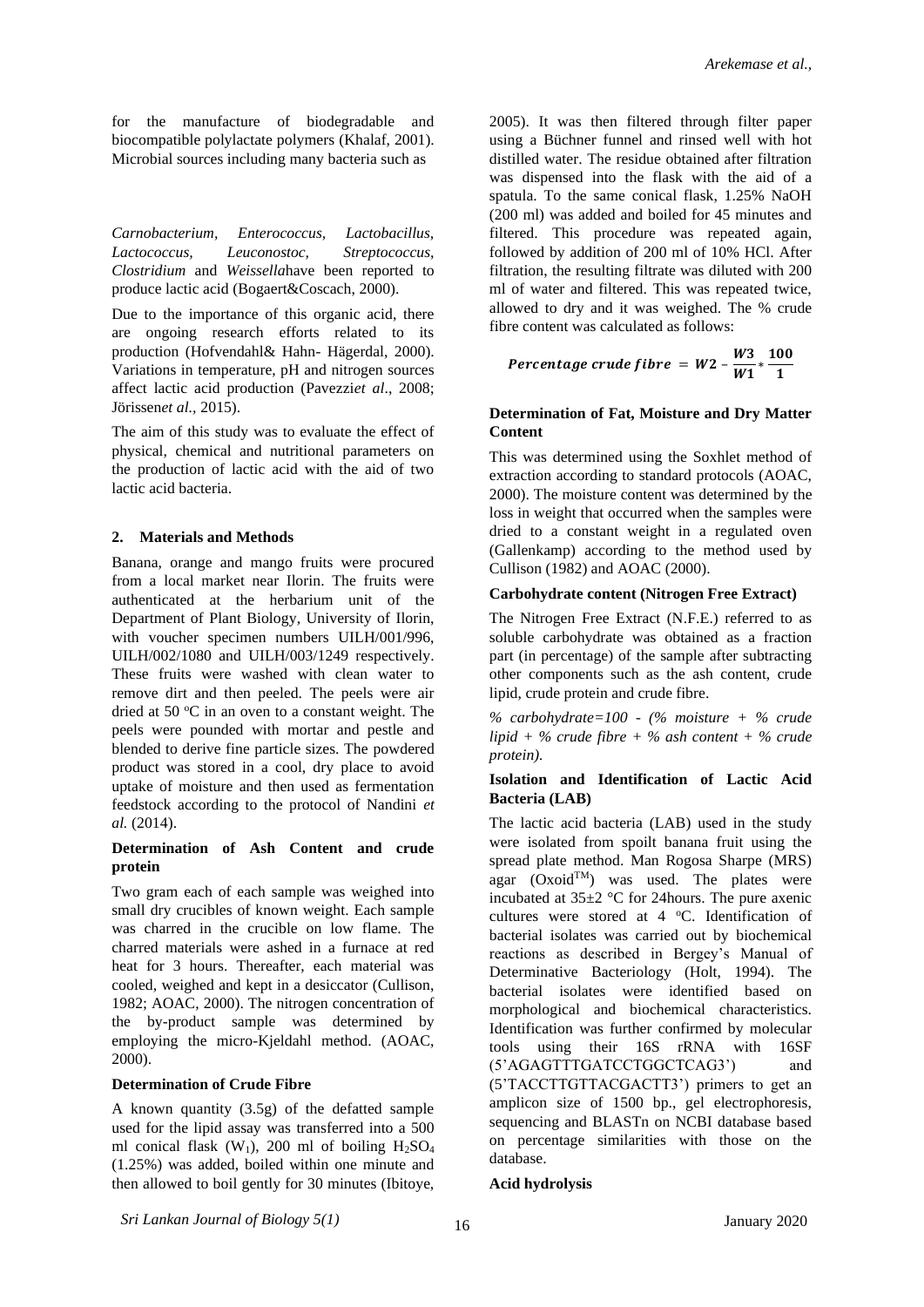for the manufacture of biodegradable and biocompatible polylactate polymers (Khalaf, 2001). Microbial sources including many bacteria such as

*Carnobacterium, Enterococcus, Lactobacillus, Lactococcus, Leuconostoc, Streptococcus, Clostridium* and *Weissella*have been reported to produce lactic acid (Bogaert&Coscach, 2000).

Due to the importance of this organic acid, there are ongoing research efforts related to its production (Hofvendahl& Hahn- Hägerdal, 2000). Variations in temperature, pH and nitrogen sources affect lactic acid production (Pavezzi*et al*., 2008; Jörissen*et al.*, 2015).

The aim of this study was to evaluate the effect of physical, chemical and nutritional parameters on the production of lactic acid with the aid of two lactic acid bacteria.

## 2. Materials and Methods

Banana, orange and mango fruits were procured from a local market near Ilorin. The fruits were authenticated at the herbarium unit of the Department of Plant Biology, University of Ilorin, with voucher specimen numbers UILH/001/996, UILH/002/1080 and UILH/003/1249 respectively. These fruits were washed with clean water to remove dirt and then peeled. The peels were air dried at 50 °C in an oven to a constant weight. The peels were pounded with mortar and pestle and blended to derive fine particle sizes. The powdered product was stored in a cool, dry place to avoid uptake of moisture and then used as fermentation feedstock according to the protocol of Nandini *et al.* (2014).

### Determination of Ash Content and crude protein

Two gram each of each sample was weighed into small dry crucibles of known weight. Each sample was charred in the crucible on low flame. The charred materials were ashed in a furnace at red heat for 3 hours. Thereafter, each material was cooled, weighed and kept in a desiccator (Cullison, 1982; AOAC, 2000). The nitrogen concentration of the by-product sample was determined by employing the micro-Kjeldahl method. (AOAC, 2000).

### Determination of Crude Fibre

A known quantity (3.5g) of the defatted sample used for the lipid assay was transferred into a 500 ml conical flask ($W_1$), 200 ml of boiling $H_2SO_4$ (1.25%) was added, boiled within one minute and then allowed to boil gently for 30 minutes (Ibitoye, 2005). It was then filtered through filter paper using a Büchner funnel and rinsed well with hot distilled water. The residue obtained after filtration was dispensed into the flask with the aid of a spatula. To the same conical flask, 1.25% NaOH (200 ml) was added and boiled for 45 minutes and filtered. This procedure was repeated again, followed by addition of 200 ml of 10% HCl. After filtration, the resulting filtrate was diluted with 200 ml of water and filtered. This was repeated twice, allowed to dry and it was weighed. The % crude fibre content was calculated as follows:

$$\textit{Percentage crude fibre} = W2 - \frac{W3}{W1} * \frac{100}{1}$$

### Determination of Fat, Moisture and Dry Matter Content

This was determined using the Soxhlet method of extraction according to standard protocols (AOAC, 2000). The moisture content was determined by the loss in weight that occurred when the samples were dried to a constant weight in a regulated oven (Gallenkamp) according to the method used by Cullison (1982) and AOAC (2000).

### Carbohydrate content (Nitrogen Free Extract)

The Nitrogen Free Extract (N.F.E.) referred to as soluble carbohydrate was obtained as a fraction part (in percentage) of the sample after subtracting other components such as the ash content, crude lipid, crude protein and crude fibre.

*% carbohydrate=100 - (% moisture + % crude lipid + % crude fibre + % ash content + % crude protein).*

### Isolation and Identification of Lactic Acid Bacteria (LAB)

The lactic acid bacteria (LAB) used in the study were isolated from spoilt banana fruit using the spread plate method. Man Rogosa Sharpe (MRS) agar (Oxoid™) was used. The plates were incubated at 35±2 °C for 24hours. The pure axenic cultures were stored at 4 °C. Identification of bacterial isolates was carried out by biochemical reactions as described in Bergey's Manual of Determinative Bacteriology (Holt, 1994). The bacterial isolates were identified based on morphological and biochemical characteristics. Identification was further confirmed by molecular tools using their 16S rRNA with 16SF (5'AGAGTTTGATCCTGGCTCAG3') and (5'TACCTTGTTACGACTT3') primers to get an amplicon size of 1500 bp., gel electrophoresis, sequencing and BLASTn on NCBI database based on percentage similarities with those on the database.

### Acid hydrolysis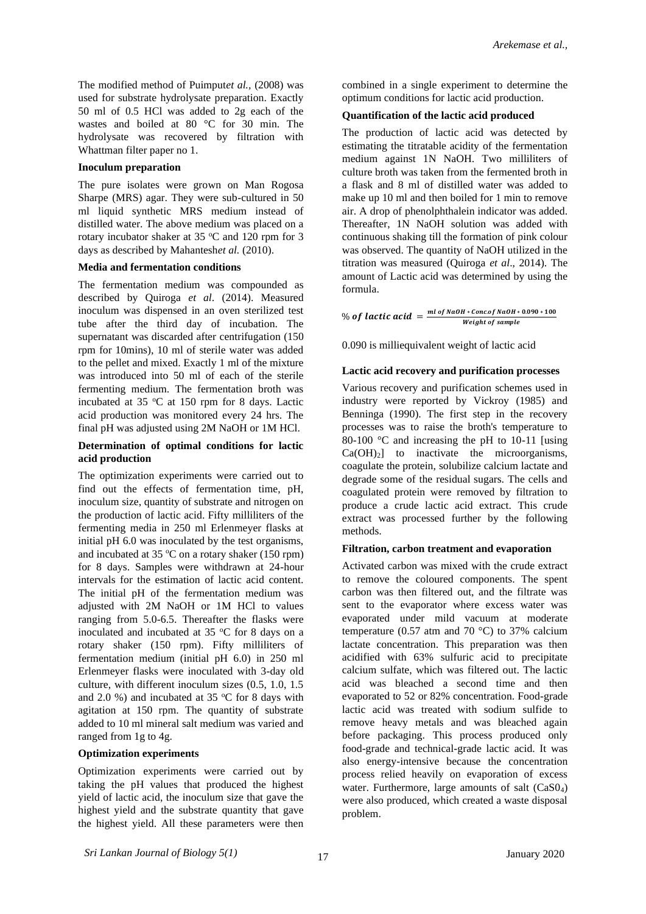The modified method of Puimput*et al.,* (2008) was used for substrate hydrolysate preparation. Exactly 50 ml of 0.5 HCl was added to 2g each of the wastes and boiled at 80 °C for 30 min. The hydrolysate was recovered by filtration with Whattman filter paper no 1.

**Inoculum preparation**

The pure isolates were grown on Man Rogosa Sharpe (MRS) agar. They were sub-cultured in 50 ml liquid synthetic MRS medium instead of distilled water. The above medium was placed on a rotary incubator shaker at 35 $^{o}$C and 120 rpm for 3 days as described by Mahantesh*et al.* (2010).

**Media and fermentation conditions**

The fermentation medium was compounded as described by Quiroga *et al*. (2014). Measured inoculum was dispensed in an oven sterilized test tube after the third day of incubation. The supernatant was discarded after centrifugation (150 rpm for 10mins), 10 ml of sterile water was added to the pellet and mixed. Exactly 1 ml of the mixture was introduced into 50 ml of each of the sterile fermenting medium. The fermentation broth was incubated at 35 $^{o}$C at 150 rpm for 8 days. Lactic acid production was monitored every 24 hrs. The final pH was adjusted using 2M NaOH or 1M HCl.

**Determination of optimal conditions for lactic acid production**

The optimization experiments were carried out to find out the effects of fermentation time, pH, inoculum size, quantity of substrate and nitrogen on the production of lactic acid. Fifty milliliters of the fermenting media in 250 ml Erlenmeyer flasks at initial pH 6.0 was inoculated by the test organisms, and incubated at 35 $^{o}$C on a rotary shaker (150 rpm) for 8 days. Samples were withdrawn at 24-hour intervals for the estimation of lactic acid content. The initial pH of the fermentation medium was adjusted with 2M NaOH or 1M HCl to values ranging from 5.0-6.5. Thereafter the flasks were inoculated and incubated at 35 $^{o}$C for 8 days on a rotary shaker (150 rpm). Fifty milliliters of fermentation medium (initial pH 6.0) in 250 ml Erlenmeyer flasks were inoculated with 3-day old culture, with different inoculum sizes (0.5, 1.0, 1.5 and 2.0 %) and incubated at 35 $^{o}$C for 8 days with agitation at 150 rpm. The quantity of substrate added to 10 ml mineral salt medium was varied and ranged from 1g to 4g.

**Optimization experiments**

Optimization experiments were carried out by taking the pH values that produced the highest yield of lactic acid, the inoculum size that gave the highest yield and the substrate quantity that gave the highest yield. All these parameters were then combined in a single experiment to determine the optimum conditions for lactic acid production.

**Quantification of the lactic acid produced**

The production of lactic acid was detected by estimating the titratable acidity of the fermentation medium against 1N NaOH. Two milliliters of culture broth was taken from the fermented broth in a flask and 8 ml of distilled water was added to make up 10 ml and then boiled for 1 min to remove air. A drop of phenolphthalein indicator was added. Thereafter, 1N NaOH solution was added with continuous shaking till the formation of pink colour was observed. The quantity of NaOH utilized in the titration was measured (Quiroga *et al*., 2014). The amount of Lactic acid was determined by using the formula.

$$\% \, \textit{of lactic acid} = \frac{ml \; of \; NaOH * Conc. of \; NaOH * 0.090 * 100}{Weight \; of \; sample}$$

0.090 is milliequivalent weight of lactic acid

**Lactic acid recovery and purification processes**

Various recovery and purification schemes used in industry were reported by Vickroy (1985) and Benninga (1990). The first step in the recovery processes was to raise the broth's temperature to 80-100 °C and increasing the pH to 10-11 [using $Ca(OH)_2$] to inactivate the microorganisms, coagulate the protein, solubilize calcium lactate and degrade some of the residual sugars. The cells and coagulated protein were removed by filtration to produce a crude lactic acid extract. This crude extract was processed further by the following methods.

**Filtration, carbon treatment and evaporation**

Activated carbon was mixed with the crude extract to remove the coloured components. The spent carbon was then filtered out, and the filtrate was sent to the evaporator where excess water was evaporated under mild vacuum at moderate temperature (0.57 atm and 70 °C) to 37% calcium lactate concentration. This preparation was then acidified with 63% sulfuric acid to precipitate calcium sulfate, which was filtered out. The lactic acid was bleached a second time and then evaporated to 52 or 82% concentration. Food-grade lactic acid was treated with sodium sulfide to remove heavy metals and was bleached again before packaging. This process produced only food-grade and technical-grade lactic acid. It was also energy-intensive because the concentration process relied heavily on evaporation of excess water. Furthermore, large amounts of salt ($CaS0_4$) were also produced, which created a waste disposal problem.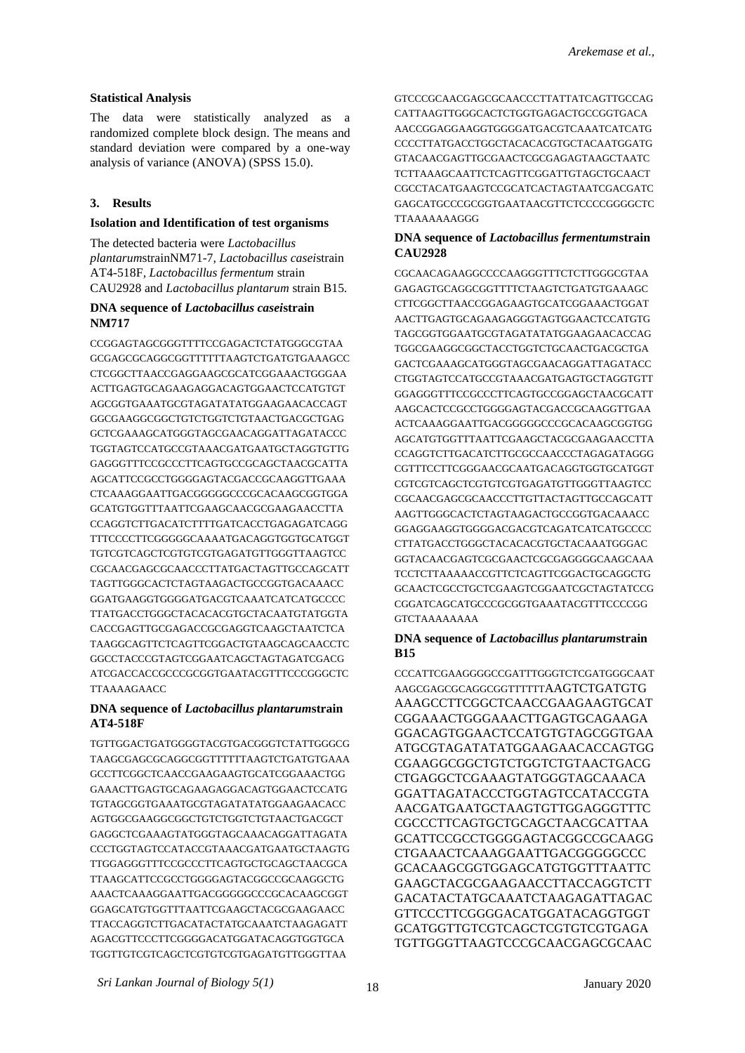### Statistical Analysis

The data were statistically analyzed as a randomized complete block design. The means and standard deviation were compared by a one-way analysis of variance (ANOVA) (SPSS 15.0).

## 3. Results

### Isolation and Identification of test organisms

The detected bacteria were *Lactobacillus plantarum*strainNM71-7, *Lactobacillus casei*strain AT4-518F, *Lactobacillus fermentum* strain CAU2928 and *Lactobacillus plantarum* strain B15.

### DNA sequence of *Lactobacillus casei*strain NM717

CCGGAGTAGCGGGTTTTCCGAGACTCTATGGGCGTAA
GCGAGCGCAGGCGGTTTTTTAAGTCTGATGTGAAAGCC
CTCGGCTTAACCGAGGAAGCGCATCGGAAACTGGGAA
ACTTGAGTGCAGAAGAGGACAGTGGAACTCCATGTGT
AGCGGTGAAATGCGTAGATATATGGAAGAACACCAGT
GGCGAAGGCGGCTGTCTGGTCTGTAACTGACGCTGAG
GCTCGAAAGCATGGGTAGCGAACAGGATTAGATACCC
TGGTAGTCCATGCCGTAAACGATGAATGCTAGGTGTTG
GAGGGTTTCCGCCCTTCAGTGCCGCAGCTAACGCATTA
AGCATTCCGCCTGGGGAGTACGACCGCAAGGTTGAAA
CTCAAAGGAATTGACGGGGGCCCGCACAAGCGGTGGA
GCATGTGGTTTAATTCGAAGCAACGCGAAGAACCTTA
CCAGGTCTTGACATCTTTGATCACCTGAGAGATCAGG
TTTCCCCTTCGGGGGCAAAATGACAGGTGGTGCATGGT
TGTCGTCAGCTCGTGTCGTGAGATGTTGGGTTAAGTCC
CGCAACGAGCGCAACCCTTATGACTAGTTGCCAGCATT
TAGTTGGGCACTCTAGTAAGACTGCCGGTGACAAACC
GGATGAAGGTGGGGATGACGTCAAATCATCATGCCCC
TTATGACCTGGGCTACACACGTGCTACAATGTATGGTA
CACCGAGTTGCGAGACCGCGAGGTCAAGCTAATCTCA
TAAGGCAGTTCTCAGTTCGGACTGTAAGCAGCAACCTC
GGCCTACCCGTAGTCGGAATCAGCTAGTAGATCGACG
ATCGACCACCGCCCGCGGTGAATACGTTTCCCGGGCTC
TTAAAAGAACC

### DNA sequence of *Lactobacillus plantarum*strain AT4-518F

TGTTGGACTGATGGGGTACGTGACGGGCTCTATTGGGCG
TAAGCGAGCGCAGGCGGTTTTTTAAGTCTGATGTGAAA
GCCTTCGGCTCAACCGAAGAAGTGCATCGGAAACTGG
GAAACTTGAGTGCAGAAGAGGACAGTGGAACTCCATG
TGTAGCGGTGAAATGCGTAGATATATGGAAGAACACC
AGTGGCGAAGGCGGCTGTCTGGTCTGTAACTGACGCT
GAGGCTCGAAAGTATGGGTAGCAAACAGGATTAGATA
CCCTGGTAGTCCATACCGTAAACGATGAATGCTAAGTG
TTGGAGGGTTTCCGCCCTTCAGTGCTGCAGCTAACGCA
TTAAGCATTCCGCCTGGGGAGTACGGCCGCAAGGCTG
AAACTCAAAGGAATTGACGGGGGCCCGCACAAGCGGT
GGAGCATGTGGTTTAATTCGAAGCTACGCGAAGAACC
TTACCAGGTCTTGACATACTATGCAAATCTAAGAGATT
AGACGTTCCCTTCGGGGACATGGATACAGGTGGTGCA
TGGTTGTCGTCAGCTCGTGTCGTGAGATGTTGGGTTAA
GTCCCGCAACGAGCGCAACCCTTATTATCAGTTGCCAG
CATTAAGTTGGGCACTCTGGTGAGACTGCCGGTGACA
AACCGGAGGAAGGTGGGGATGACGTCAAATCATCATG
CCCCTTATGACCTGGCTACACACGTGCTACAATGGATG
GTACAACGAGTTGCGAACTCGCGAGAGTAAGCTAATC
TCTTAAAGCAATTCTCAGTTCGGATTGTAGCTGCAACT
CGCCTACATGAAGTCCGCATCACTAGTAATCGACGATC
GAGCATGCCCGCGGTGAATAACGTTCTCCCCGGGGCTC
TTAAAAAAAGGG

### DNA sequence of *Lactobacillus fermentum*strain CAU2928

CGCAACAGAAGGCCCCAAGGGTTTCTCTTGGGCGTAA
GAGAGTGCAGGCGGTTTTCTAAGTCTGATGTGAAAGC
CTTCGGCTTAACCGGAGAAGTGCATCGGAAACTGGAT
AACTTGAGTGCAGAAGAGGGTAGTGGAACTCCATGTG
TAGCGGTGGAATGCGTAGATATATGGAAGAACACCAG
TGGCGAAGGCGGCTACCTGGTCTGCAACTGACGCTGA
GACTCGAAAGCATGGGTAGCGAACAGGATTAGATACC
CTGGTAGTCCATGCCGTAAACGATGAGTGCTAGGTGT
GGAGGGTTTCCGCCCTTCAGTGCCGGAGCTAACGCATT
AAGCACTCCGCCTGGGGAGTACGACCGCAAGGTTGAA
ACTCAAAGGAATTGACGGGGGCCCGCACAAGCGGTGG
AGCATGTGGTTTAATTCGAAGCTACGCGAAGAACCTTA
CCAGGTCTTGACATCTTGCGCCAACCCTAGAGATAGGG
CGTTTCCTTCGGGAACGCAATGACAGGTGGTGCATGGT
CGTCGTCAGCTCGTGTCGTGAGATGTTGGGTTAAGTCC
CGCAACGAGCGCAACCCTTGTTACTAGTTGCCAGCATT
AAGTTGGGCACTCTAGTAAGACTGCCGGTGACAAACC
GGAGGAAGGTGGGGACGACGTCAGATCATCATGCCCC
CTTATGACCTGGGCTACACACGTGCTACAAATGGGAC
GGTACAACGAGTCGCGAACTCGCGAGGGGCAAGCAAA
TCCTCTTAAAAACCGTTCTCAGTTCGGACTGCAGGCTG
GCAACTCGCCTGCTCGAAGTCGGAATCGCTAGTATCCG
CGGATCAGCATGCCCCGCGGTGAAATACGTTTCCCCGG
GTCTAAAAAAAA

### DNA sequence of *Lactobacillus plantarum*strain B15

CCCATTCGAAGGGGCCGATTTGGGTCTCGATGGGCAAT
AAGCGAGCGCAGGCGGTTTTTTAAGTCTGATGTG
AAAGCCTTCGGCTCAACCGAAGAAGTGCAT
CGGAAACTGGGAAACTTGAGTGCAGAAGA
GGACAGTGGAACTCCATGTGTAGCGGTGAA
ATGCGTAGATATATGGAAGAACACCAGTGG
CGAAGGCGGCTGTCTGGTCTGTAACTGACG
CTGAGGCTCGAAAGTATGGGTAGCAAACA
GGATTAGATACCCTGGTAGTCCATACCGTA
AACGATGAATGCTAAGTGTTGGAGGGTTTC
CGCCCTTCAGTGCTGCAGCTAACGCATTAA
GCATTCCGCCTGGGGAGTACGGCCGCAAGG
CTGAAACTCAAAGGAATTGACGGGGGCCC
GCACAAGCGGTGGAGCATGTGGTTTAATTC
GAAGCTACGCGAAGAACCTTACCAGGTCTT
GACATACTATGCAAATCTAAGAGATTAGAC
GTTCCCTTCGGGGACATGGATACAGGTGGT
GCATGGTTGTCGTCAGCTCGTGTCGTGAGA
TGTTGGGTTAAGTCCCGCAACGAGCGCAAC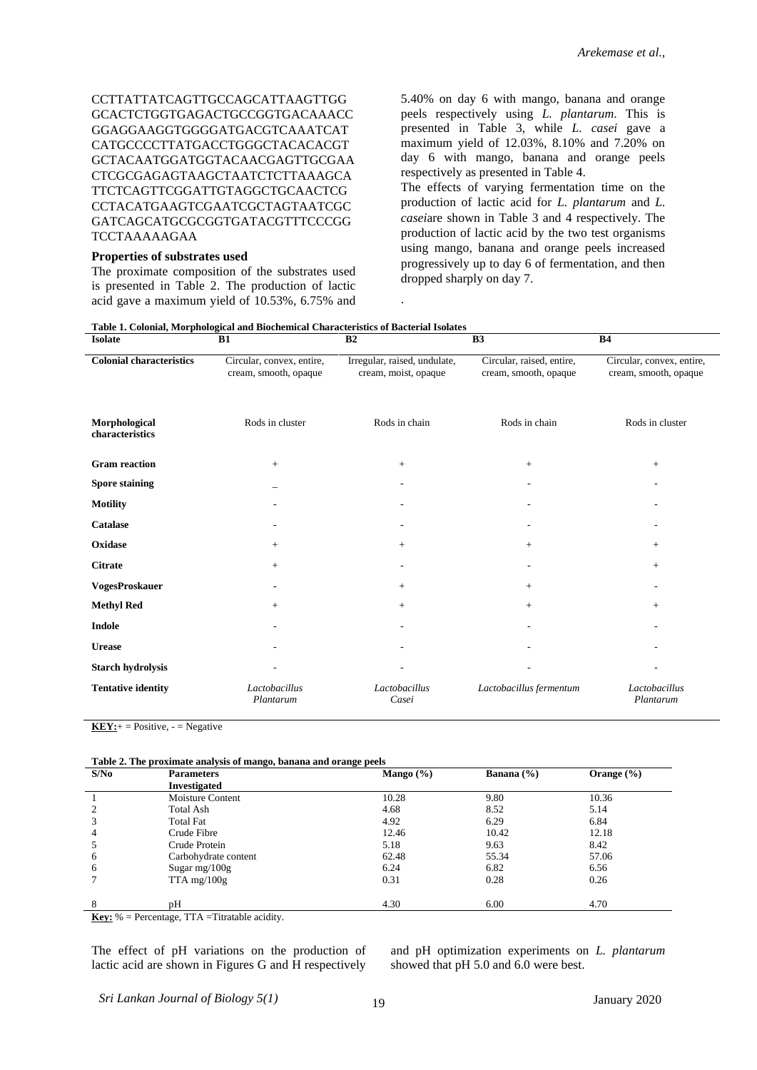CCTTATTATCAGTTGCCAGCATTAAGTTGG
GCACTCTGGTGAGACTGCCGGTGACAAACC
GGAGGAAGGTGGGGATGACGTCAAATCAT
CATGCCCCTTATGACCTGGGCTACACACGT
GCTACAATGGATGGTACAACGAGTTGCGAA
CTCGCGAGAGTAAGCTAATCTCTTAAAGCA
TTCTCAGTTCGGATTGTAGGCTGCAACTCG
CCTACATGAAGTCGAATCGCTAGTAATCGC
GATCAGCATGCGCGGTGATACGTTTCCCGG
TCCTAAAAAGAA

**Properties of substrates used**

The proximate composition of the substrates used is presented in Table 2. The production of lactic acid gave a maximum yield of 10.53%, 6.75% and 5.40% on day 6 with mango, banana and orange peels respectively using *L. plantarum*. This is presented in Table 3, while *L. casei* gave a maximum yield of 12.03%, 8.10% and 7.20% on day 6 with mango, banana and orange peels respectively as presented in Table 4.

The effects of varying fermentation time on the production of lactic acid for *L. plantarum* and *L. casei*are shown in Table 3 and 4 respectively. The production of lactic acid by the two test organisms using mango, banana and orange peels increased progressively up to day 6 of fermentation, and then dropped sharply on day 7.

**Table 1. Colonial, Morphological and Biochemical Characteristics of Bacterial Isolates**

| Isolate | B1 | B2 | B3 | B4 |
|---|---|---|---|---|
| **Colonial characteristics** | Circular, convex, entire, cream, smooth, opaque | Irregular, raised, undulate, cream, moist, opaque | Circular, raised, entire, cream, smooth, opaque | Circular, convex, entire, cream, smooth, opaque |
| **Morphological characteristics** | Rods in cluster | Rods in chain | Rods in chain | Rods in cluster |
| **Gram reaction** | + | + | + | + |
| **Spore staining** | _ | - | - | - |
| **Motility** | - | - | - | - |
| **Catalase** | - | - | - | - |
| **Oxidase** | + | + | + | + |
| **Citrate** | + | - | - | + |
| **VogesProskauer** | - | + | + | - |
| **Methyl Red** | + | + | + | + |
| **Indole** | - | - | - | - |
| **Urease** | - | - | - | - |
| **Starch hydrolysis** | - | - | - | - |
| **Tentative identity** | *Lactobacillus Plantarum* | *Lactobacillus Casei* | *Lactobacillus fermentum* | *Lactobacillus Plantarum* |

**KEY:**+ = Positive, - = Negative

**Table 2. The proximate analysis of mango, banana and orange peels**

| S/No | Parameters Investigated | Mango (%) | Banana (%) | Orange (%) |
|---|---|---|---|---|
| 1 | Moisture Content | 10.28 | 9.80 | 10.36 |
| 2 | Total Ash | 4.68 | 8.52 | 5.14 |
| 3 | Total Fat | 4.92 | 6.29 | 6.84 |
| 4 | Crude Fibre | 12.46 | 10.42 | 12.18 |
| 5 | Crude Protein | 5.18 | 9.63 | 8.42 |
| 6 | Carbohydrate content | 62.48 | 55.34 | 57.06 |
| 6 | Sugar mg/100g | 6.24 | 6.82 | 6.56 |
| 7 | TTA mg/100g | 0.31 | 0.28 | 0.26 |
| 8 | pH | 4.30 | 6.00 | 4.70 |

**Key:** % = Percentage, TTA =Titratable acidity.

The effect of pH variations on the production of lactic acid are shown in Figures G and H respectively and pH optimization experiments on *L. plantarum* showed that pH 5.0 and 6.0 were best.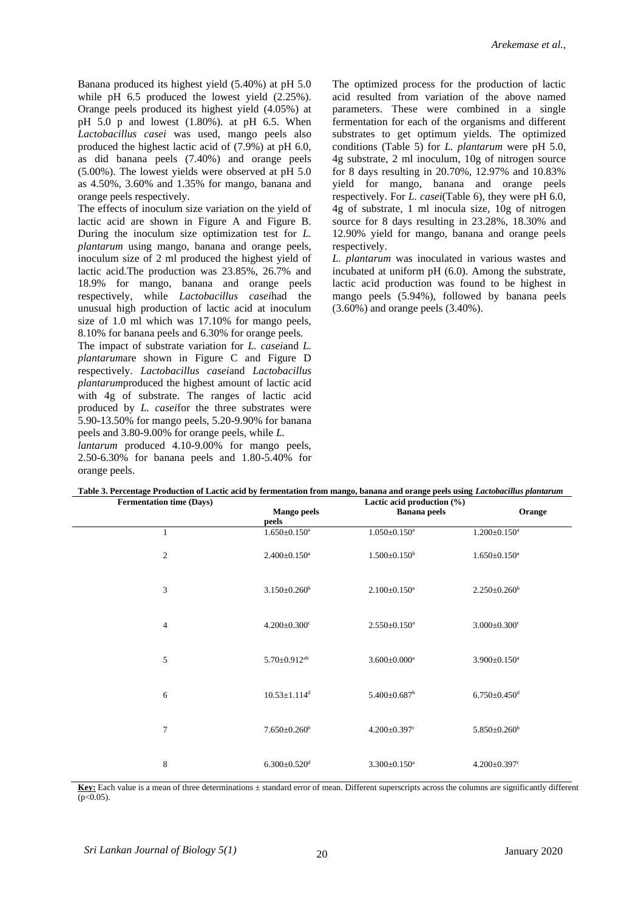Banana produced its highest yield (5.40%) at pH 5.0 while pH 6.5 produced the lowest yield (2.25%). Orange peels produced its highest yield (4.05%) at pH 5.0 p and lowest (1.80%). at pH 6.5. When *Lactobacillus casei* was used, mango peels also produced the highest lactic acid of (7.9%) at pH 6.0, as did banana peels (7.40%) and orange peels (5.00%). The lowest yields were observed at pH 5.0 as 4.50%, 3.60% and 1.35% for mango, banana and orange peels respectively.

The effects of inoculum size variation on the yield of lactic acid are shown in Figure A and Figure B. During the inoculum size optimization test for *L. plantarum* using mango, banana and orange peels, inoculum size of 2 ml produced the highest yield of lactic acid.The production was 23.85%, 26.7% and 18.9% for mango, banana and orange peels respectively, while *Lactobacillus casei*had the unusual high production of lactic acid at inoculum size of 1.0 ml which was 17.10% for mango peels, 8.10% for banana peels and 6.30% for orange peels.

The impact of substrate variation for *L. casei*and *L. plantarum*are shown in Figure C and Figure D respectively. *Lactobacillus casei*and *Lactobacillus plantarum*produced the highest amount of lactic acid with 4g of substrate. The ranges of lactic acid produced by *L. casei*for the three substrates were 5.90-13.50% for mango peels, 5.20-9.90% for banana peels and 3.80-9.00% for orange peels, while *L. lantarum* produced 4.10-9.00% for mango peels, 2.50-6.30% for banana peels and 1.80-5.40% for orange peels.

The optimized process for the production of lactic acid resulted from variation of the above named parameters. These were combined in a single fermentation for each of the organisms and different substrates to get optimum yields. The optimized conditions (Table 5) for *L. plantarum* were pH 5.0, 4g substrate, 2 ml inoculum, 10g of nitrogen source for 8 days resulting in 20.70%, 12.97% and 10.83% yield for mango, banana and orange peels respectively. For *L. casei*(Table 6), they were pH 6.0, 4g of substrate, 1 ml inocula size, 10g of nitrogen source for 8 days resulting in 23.28%, 18.30% and 12.90% yield for mango, banana and orange peels respectively.

*L. plantarum* was inoculated in various wastes and incubated at uniform pH (6.0). Among the substrate, lactic acid production was found to be highest in mango peels (5.94%), followed by banana peels (3.60%) and orange peels (3.40%).

**Table 3. Percentage Production of Lactic acid by fermentation from mango, banana and orange peels using *Lactobacillus plantarum***

| Fermentation time (Days) | Lactic acid production (%) | | |
|---|---|---|---|
| | Mango peels | Banana peels | Orange peels |
| 1 | 1.650±0.150[a] | 1.050±0.150[a] | 1.200±0.150[a] |
| 2 | 2.400±0.150[a] | 1.500±0.150[b] | 1.650±0.150[a] |
| 3 | 3.150±0.260[b] | 2.100±0.150[a] | 2.250±0.260[b] |
| 4 | 4.200±0.300[c] | 2.550±0.150[a] | 3.000±0.300[c] |
| 5 | 5.70±0.912[ab] | 3.600±0.000[a] | 3.900±0.150[a] |
| 6 | 10.53±1.114[d] | 5.400±0.687[b] | 6.750±0.450[d] |
| 7 | 7.650±0.260[b] | 4.200±0.397[c] | 5.850±0.260[b] |
| 8 | 6.300±0.520[d] | 3.300±0.150[a] | 4.200±0.397[c] |

**Key:** Each value is a mean of three determinations ± standard error of mean. Different superscripts across the columns are significantly different ($p<0.05$).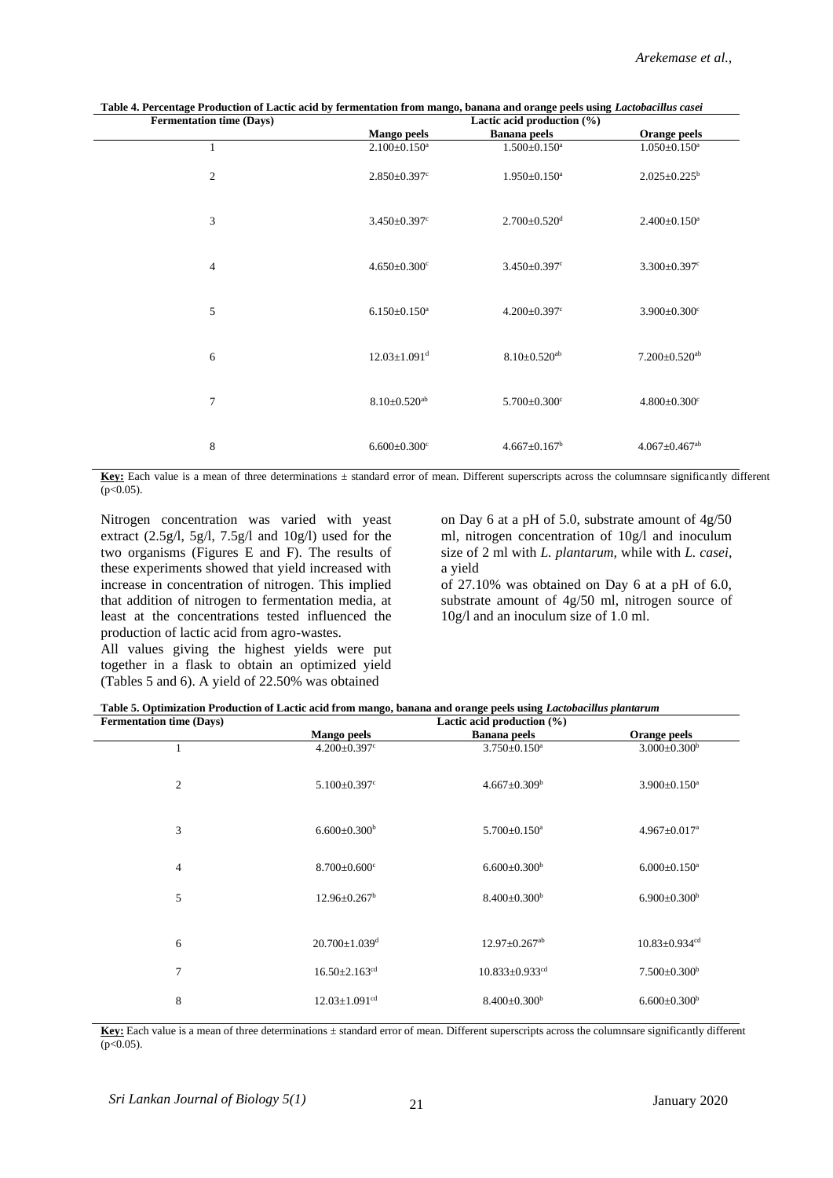**Table 4. Percentage Production of Lactic acid by fermentation from mango, banana and orange peels using *Lactobacillus casei***

| Fermentation time (Days) | Lactic acid production (%) | | |
|---|---|---|---|
| | Mango peels | Banana peels | Orange peels |
| 1 | 2.100±0.150[a] | 1.500±0.150[a] | 1.050±0.150[a] |
| 2 | 2.850±0.397[c] | 1.950±0.150[a] | 2.025±0.225[b] |
| 3 | 3.450±0.397[c] | 2.700±0.520[d] | 2.400±0.150[a] |
| 4 | 4.650±0.300[c] | 3.450±0.397[c] | 3.300±0.397[c] |
| 5 | 6.150±0.150[a] | 4.200±0.397[c] | 3.900±0.300[c] |
| 6 | 12.03±1.091[d] | 8.10±0.520[ab] | 7.200±0.520[ab] |
| 7 | 8.10±0.520[ab] | 5.700±0.300[c] | 4.800±0.300[c] |
| 8 | 6.600±0.300[c] | 4.667±0.167[b] | 4.067±0.467[ab] |

**Key:** Each value is a mean of three determinations ± standard error of mean. Different superscripts across the columnsare significantly different ($p<0.05$).

Nitrogen concentration was varied with yeast extract (2.5g/l, 5g/l, 7.5g/l and 10g/l) used for the two organisms (Figures E and F). The results of these experiments showed that yield increased with increase in concentration of nitrogen. This implied that addition of nitrogen to fermentation media, at least at the concentrations tested influenced the production of lactic acid from agro-wastes.

All values giving the highest yields were put together in a flask to obtain an optimized yield (Tables 5 and 6). A yield of 22.50% was obtained on Day 6 at a pH of 5.0, substrate amount of 4g/50 ml, nitrogen concentration of 10g/l and inoculum size of 2 ml with *L. plantarum*, while with *L. casei*, a yield of 27.10% was obtained on Day 6 at a pH of 6.0, substrate amount of 4g/50 ml, nitrogen source of 10g/l and an inoculum size of 1.0 ml.

**Table 5. Optimization Production of Lactic acid from mango, banana and orange peels using *Lactobacillus plantarum***

| Fermentation time (Days) | Lactic acid production (%) | | |
|---|---|---|---|
| | Mango peels | Banana peels | Orange peels |
| 1 | 4.200±0.397[c] | 3.750±0.150[a] | 3.000±0.300[b] |
| 2 | 5.100±0.397[c] | 4.667±0.309[b] | 3.900±0.150[a] |
| 3 | 6.600±0.300[b] | 5.700±0.150[a] | 4.967±0.017[a] |
| 4 | 8.700±0.600[c] | 6.600±0.300[b] | 6.000±0.150[a] |
| 5 | 12.96±0.267[b] | 8.400±0.300[b] | 6.900±0.300[b] |
| 6 | 20.700±1.039[d] | 12.97±0.267[ab] | 10.83±0.934[cd] |
| 7 | 16.50±2.163[cd] | 10.833±0.933[cd] | 7.500±0.300[b] |
| 8 | 12.03±1.091[cd] | 8.400±0.300[b] | 6.600±0.300[b] |

**Key:** Each value is a mean of three determinations ± standard error of mean. Different superscripts across the columnsare significantly different ($p<0.05$).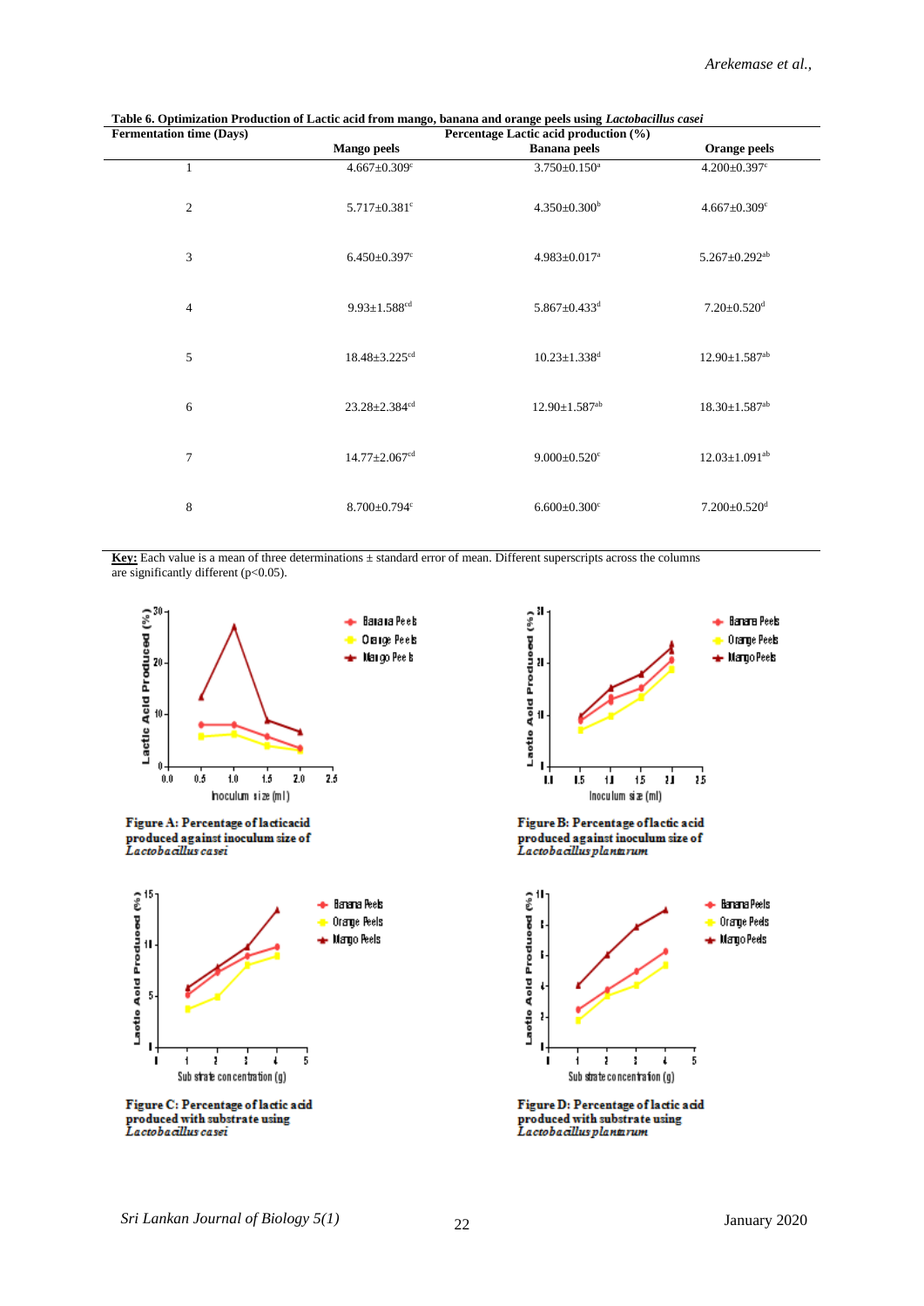**Table 6. Optimization Production of Lactic acid from mango, banana and orange peels using *Lactobacillus casei***

| Fermentation time (Days) | Percentage Lactic acid production (%) | | |
|---|---|---|---|
| | Mango peels | Banana peels | Orange peels |
| 1 | 4.667±0.309[c] | 3.750±0.150[a] | 4.200±0.397[c] |
| 2 | 5.717±0.381[c] | 4.350±0.300[b] | 4.667±0.309[c] |
| 3 | 6.450±0.397[c] | 4.983±0.017[a] | 5.267±0.292[ab] |
| 4 | 9.93±1.588[cd] | 5.867±0.433[d] | 7.20±0.520[d] |
| 5 | 18.48±3.225[cd] | 10.23±1.338[d] | 12.90±1.587[ab] |
| 6 | 23.28±2.384[cd] | 12.90±1.587[ab] | 18.30±1.587[ab] |
| 7 | 14.77±2.067[cd] | 9.000±0.520[c] | 12.03±1.091[ab] |
| 8 | 8.700±0.794[c] | 6.600±0.300[c] | 7.200±0.520[d] |

**Key:** Each value is a mean of three determinations ± standard error of mean. Different superscripts across the columns are significantly different ($p<0.05$).

**Figure A: Percentage of lacticacid produced against inoculum size of *Lactobacillus casei***

**Figure B: Percentage of lactic acid produced against inoculum size of *Lactobacillus plantarum***

**Figure C: Percentage of lactic acid produced with substrate using *Lactobacillus casei***

**Figure D: Percentage of lactic acid produced with substrate using *Lactobacillus plantarum***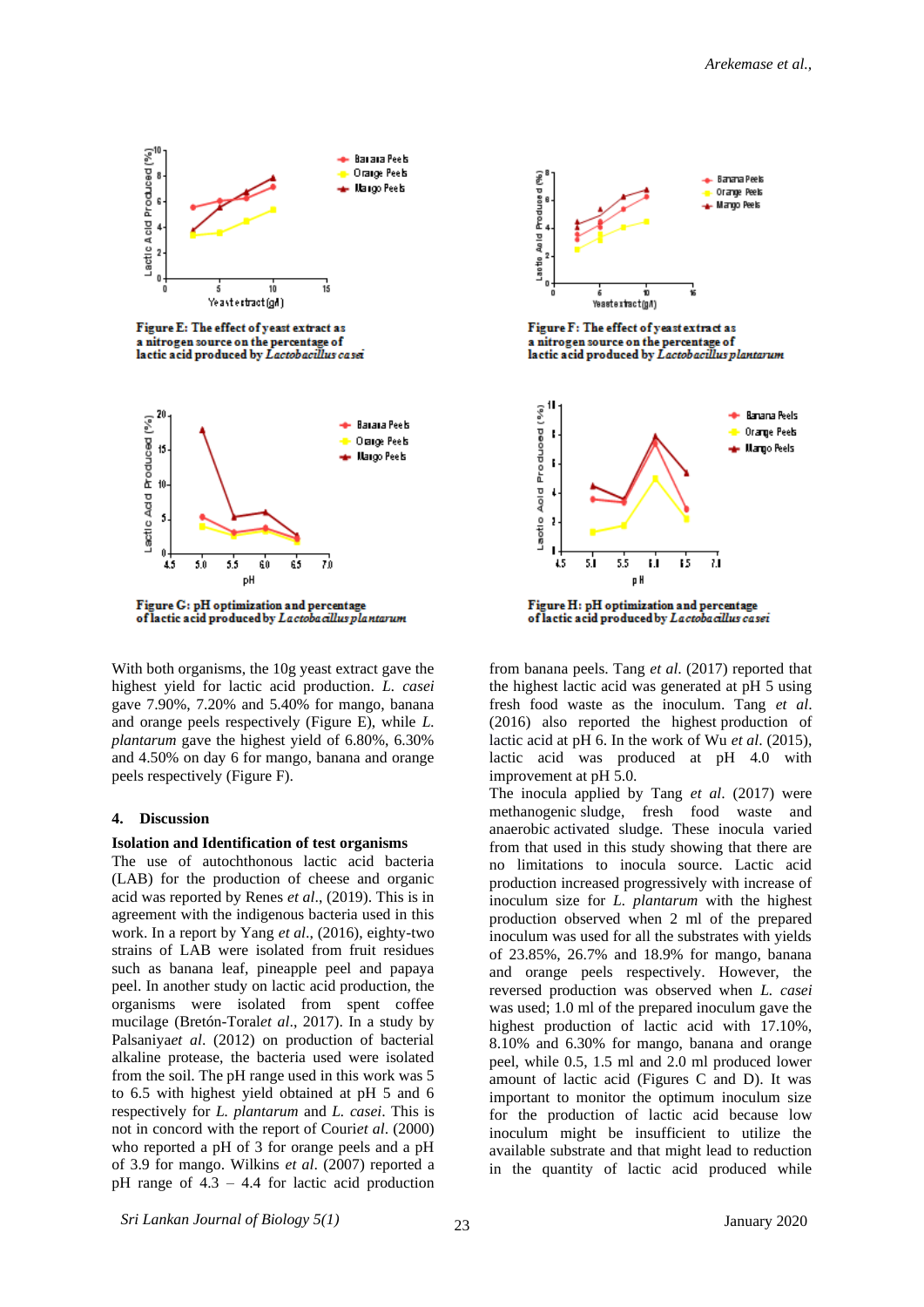Figure E: The effect of yeast extract as a nitrogen source on the percentage of lactic acid produced by *Lactobacillus casei*

Figure F: The effect of yeast extract as a nitrogen source on the percentage of lactic acid produced by *Lactobacillus plantarum*

Figure G: pH optimization and percentage of lactic acid produced by *Lactobacillus plantarum*

Figure H: pH optimization and percentage of lactic acid produced by *Lactobacillus casei*

With both organisms, the 10g yeast extract gave the highest yield for lactic acid production. *L. casei* gave 7.90%, 7.20% and 5.40% for mango, banana and orange peels respectively (Figure E), while *L. plantarum* gave the highest yield of 6.80%, 6.30% and 4.50% on day 6 for mango, banana and orange peels respectively (Figure F).

## 4. Discussion

### Isolation and Identification of test organisms

The use of autochthonous lactic acid bacteria (LAB) for the production of cheese and organic acid was reported by Renes *et al*., (2019). This is in agreement with the indigenous bacteria used in this work. In a report by Yang *et al*., (2016), eighty-two strains of LAB were isolated from fruit residues such as banana leaf, pineapple peel and papaya peel. In another study on lactic acid production, the organisms were isolated from spent coffee mucilage (Bretón-Toral*et al*., 2017). In a study by Palsaniya*et al*. (2012) on production of bacterial alkaline protease, the bacteria used were isolated from the soil. The pH range used in this work was 5 to 6.5 with highest yield obtained at pH 5 and 6 respectively for *L. plantarum* and *L. casei*. This is not in concord with the report of Couri*et al*. (2000) who reported a pH of 3 for orange peels and a pH of 3.9 for mango. Wilkins *et al*. (2007) reported a pH range of 4.3 – 4.4 for lactic acid production from banana peels. Tang *et al*. (2017) reported that the highest lactic acid was generated at pH 5 using fresh food waste as the inoculum. Tang *et al*. (2016) also reported the highest production of lactic acid at pH 6. In the work of Wu *et al*. (2015), lactic acid was produced at pH 4.0 with improvement at pH 5.0.

The inocula applied by Tang *et al*. (2017) were methanogenic sludge, fresh food waste and anaerobic activated sludge. These inocula varied from that used in this study showing that there are no limitations to inocula source. Lactic acid production increased progressively with increase of inoculum size for *L. plantarum* with the highest production observed when 2 ml of the prepared inoculum was used for all the substrates with yields of 23.85%, 26.7% and 18.9% for mango, banana and orange peels respectively. However, the reversed production was observed when *L. casei* was used; 1.0 ml of the prepared inoculum gave the highest production of lactic acid with 17.10%, 8.10% and 6.30% for mango, banana and orange peel, while 0.5, 1.5 ml and 2.0 ml produced lower amount of lactic acid (Figures C and D). It was important to monitor the optimum inoculum size for the production of lactic acid because low inoculum might be insufficient to utilize the available substrate and that might lead to reduction in the quantity of lactic acid produced while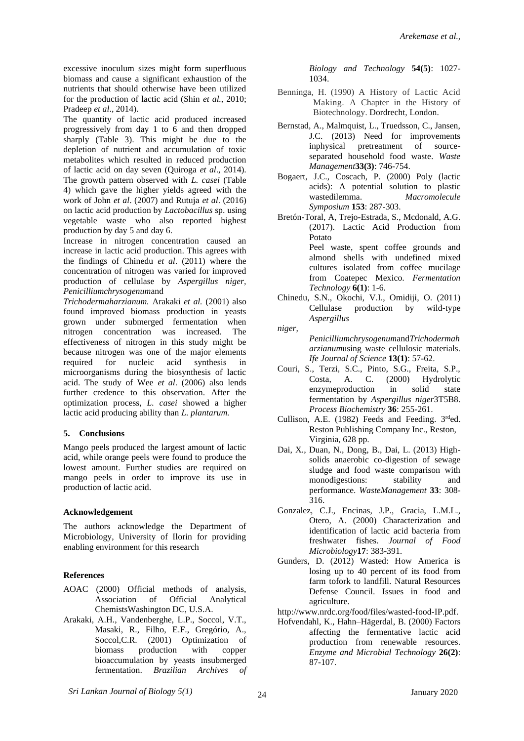excessive inoculum sizes might form superfluous biomass and cause a significant exhaustion of the nutrients that should otherwise have been utilized for the production of lactic acid (Shin *et al.*, 2010; Pradeep *et al*., 2014).

The quantity of lactic acid produced increased progressively from day 1 to 6 and then dropped sharply (Table 3). This might be due to the depletion of nutrient and accumulation of toxic metabolites which resulted in reduced production of lactic acid on day seven (Quiroga *et al*., 2014). The growth pattern observed with *L. casei* (Table 4) which gave the higher yields agreed with the work of John *et al*. (2007) and Rutuja *et al*. (2016) on lactic acid production by *Lactobacillus* sp. using vegetable waste who also reported highest production by day 5 and day 6.

Increase in nitrogen concentration caused an increase in lactic acid production. This agrees with the findings of Chinedu *et al*. (2011) where the concentration of nitrogen was varied for improved production of cellulase by *Aspergillus niger, Penicilliumchrysogenum*and *Trichodermaharzianum.* Arakaki *et al.* (2001) also found improved biomass production in yeasts grown under submerged fermentation when nitrogen concentration was increased. The effectiveness of nitrogen in this study might be because nitrogen was one of the major elements required for nucleic acid synthesis in microorganisms during the biosynthesis of lactic acid. The study of Wee *et al*. (2006) also lends further credence to this observation. After the optimization process, *L. casei* showed a higher lactic acid producing ability than *L. plantarum.*

## 5. Conclusions

Mango peels produced the largest amount of lactic acid, while orange peels were found to produce the lowest amount. Further studies are required on mango peels in order to improve its use in production of lactic acid.

## Acknowledgement

The authors acknowledge the Department of Microbiology, University of Ilorin for providing enabling environment for this research

## References

AOAC (2000) Official methods of analysis, Association of Official Analytical ChemistsWashington DC, U.S.A.

Arakaki, A.H., Vandenberghe, L.P., Soccol, V.T., Masaki, R., Filho, E.F., Gregório, A., Soccol,C.R. (2001) Optimization of biomass production with copper bioaccumulation by yeasts insubmerged fermentation. *Brazilian Archives of Biology and Technology* **54(5)**: 1027-1034.

Benninga, H. (1990) A History of Lactic Acid Making. A Chapter in the History of Biotechnology. Dordrecht, London.

Bernstad, A., Malmquist, L., Truedsson, C., Jansen, J.C. (2013) Need for improvements inphysical pretreatment of source-separated household food waste. *Waste Management***33(3)**: 746-754.

Bogaert, J.C., Coscach, P. (2000) Poly (lactic acids): A potential solution to plastic wastedilemma. *Macromolecule Symposium* **153**: 287-303.

Bretón-Toral, A, Trejo-Estrada, S., Mcdonald, A.G. (2017). Lactic Acid Production from Potato Peel waste, spent coffee grounds and almond shells with undefined mixed cultures isolated from coffee mucilage from Coatepec Mexico. *Fermentation Technology* **6(1)**: 1-6.

Chinedu, S.N., Okochi, V.I., Omidiji, O. (2011) Cellulase production by wild-type *Aspergillus niger, Penicilliumchrysogenum*and*Trichodermaharzianum*using waste cellulosic materials. *Ife Journal of Science* **13(1)**: 57-62.

Couri, S., Terzi, S.C., Pinto, S.G., Freita, S.P., Costa, A. C. (2000) Hydrolytic enzymeproduction in solid state fermentation by *Aspergillus niger*3T5B8. *Process Biochemistry* **36**: 255-261.

Cullison, A.E. (1982) Feeds and Feeding. 3rded. Reston Publishing Company Inc., Reston, Virginia, 628 pp.

Dai, X., Duan, N., Dong, B., Dai, L. (2013) High-solids anaerobic co-digestion of sewage sludge and food waste comparison with monodigestions: stability and performance. *WasteManagement* **33**: 308-316.

Gonzalez, C.J., Encinas, J.P., Gracia, L.M.L., Otero, A. (2000) Characterization and identification of lactic acid bacteria from freshwater fishes. *Journal of Food Microbiology***17**: 383-391.

Gunders, D. (2012) Wasted: How America is losing up to 40 percent of its food from farm tofork to landfill. Natural Resources Defense Council. Issues in food and agriculture. http://www.nrdc.org/food/files/wasted-food-IP.pdf.

Hofvendahl, K., Hahn–Hägerdal, B. (2000) Factors affecting the fermentative lactic acid production from renewable resources. *Enzyme and Microbial Technology* **26(2)**: 87-107.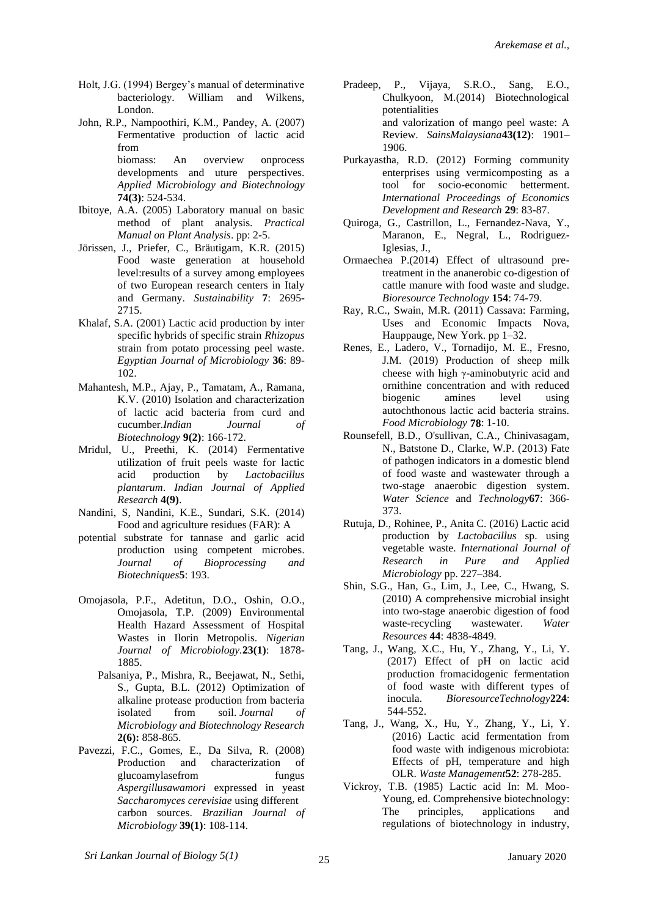Holt, J.G. (1994) Bergey's manual of determinative bacteriology. William and Wilkens, London.

John, R.P., Nampoothiri, K.M., Pandey, A. (2007) Fermentative production of lactic acid from biomass: An overview onprocess developments and uture perspectives. *Applied Microbiology and Biotechnology* **74(3)**: 524-534.

Ibitoye, A.A. (2005) Laboratory manual on basic method of plant analysis. *Practical Manual on Plant Analysis*. pp: 2-5.

Jörissen, J., Priefer, C., Bräutigam, K.R. (2015) Food waste generation at household level:results of a survey among employees of two European research centers in Italy and Germany. *Sustainability* **7**: 2695-2715.

Khalaf, S.A. (2001) Lactic acid production by inter specific hybrids of specific strain *Rhizopus* strain from potato processing peel waste. *Egyptian Journal of Microbiology* **36**: 89-102.

Mahantesh, M.P., Ajay, P., Tamatam, A., Ramana, K.V. (2010) Isolation and characterization of lactic acid bacteria from curd and cucumber.*Indian Journal of Biotechnology* **9(2)**: 166-172.

Mridul, U., Preethi, K. (2014) Fermentative utilization of fruit peels waste for lactic acid production by *Lactobacillus plantarum*. *Indian Journal of Applied Research* **4(9)**.

Nandini, S, Nandini, K.E., Sundari, S.K. (2014) Food and agriculture residues (FAR): A potential substrate for tannase and garlic acid production using competent microbes. *Journal of Bioprocessing and Biotechniques***5**: 193.

Omojasola, P.F., Adetitun, D.O., Oshin, O.O., Omojasola, T.P. (2009) Environmental Health Hazard Assessment of Hospital Wastes in Ilorin Metropolis. *Nigerian Journal of Microbiology*.**23(1)**: 1878-1885.

Palsaniya, P., Mishra, R., Beejawat, N., Sethi, S., Gupta, B.L. (2012) Optimization of alkaline protease production from bacteria isolated from soil. *Journal of Microbiology and Biotechnology Research* **2(6):** 858-865.

Pavezzi, F.C., Gomes, E., Da Silva, R. (2008) Production and characterization of glucoamylasefrom fungus *Aspergillusawamori* expressed in yeast *Saccharomyces cerevisiae* using different carbon sources. *Brazilian Journal of Microbiology* **39(1)**: 108-114.

Pradeep, P., Vijaya, S.R.O., Sang, E.O., Chulkyoon, M.(2014) Biotechnological potentialities and valorization of mango peel waste: A Review. *SainsMalaysiana***43(12)**: 1901–1906.

Purkayastha, R.D. (2012) Forming community enterprises using vermicomposting as a tool for socio-economic betterment. *International Proceedings of Economics Development and Research* **29**: 83-87.

Quiroga, G., Castrillon, L., Fernandez-Nava, Y., Maranon, E., Negral, L., Rodriguez-Iglesias, J., Ormaechea P.(2014) Effect of ultrasound pre-treatment in the ananerobic co-digestion of cattle manure with food waste and sludge. *Bioresource Technology* **154**: 74-79.

Ray, R.C., Swain, M.R. (2011) Cassava: Farming, Uses and Economic Impacts Nova, Hauppauge, New York. pp 1–32.

Renes, E., Ladero, V., Tornadijo, M. E., Fresno, J.M. (2019) Production of sheep milk cheese with high γ-aminobutyric acid and ornithine concentration and with reduced biogenic amines level using autochthonous lactic acid bacteria strains. *Food Microbiology* **78**: 1-10.

Rounsefell, B.D., O'sullivan, C.A., Chinivasagam, N., Batstone D., Clarke, W.P. (2013) Fate of pathogen indicators in a domestic blend of food waste and wastewater through a two-stage anaerobic digestion system. *Water Science* and *Technology***67**: 366-373.

Rutuja, D., Rohinee, P., Anita C. (2016) Lactic acid production by *Lactobacillus* sp. using vegetable waste. *International Journal of Research in Pure and Applied Microbiology* pp. 227–384.

Shin, S.G., Han, G., Lim, J., Lee, C., Hwang, S. (2010) A comprehensive microbial insight into two-stage anaerobic digestion of food waste-recycling wastewater. *Water Resources* **44**: 4838-4849.

Tang, J., Wang, X.C., Hu, Y., Zhang, Y., Li, Y. (2017) Effect of pH on lactic acid production fromacidogenic fermentation of food waste with different types of inocula. *BioresourceTechnology***224**: 544-552.

Tang, J., Wang, X., Hu, Y., Zhang, Y., Li, Y. (2016) Lactic acid fermentation from food waste with indigenous microbiota: Effects of pH, temperature and high OLR. *Waste Management***52**: 278-285.

Vickroy, T.B. (1985) Lactic acid In: M. Moo-Young, ed. Comprehensive biotechnology: The principles, applications and regulations of biotechnology in industry,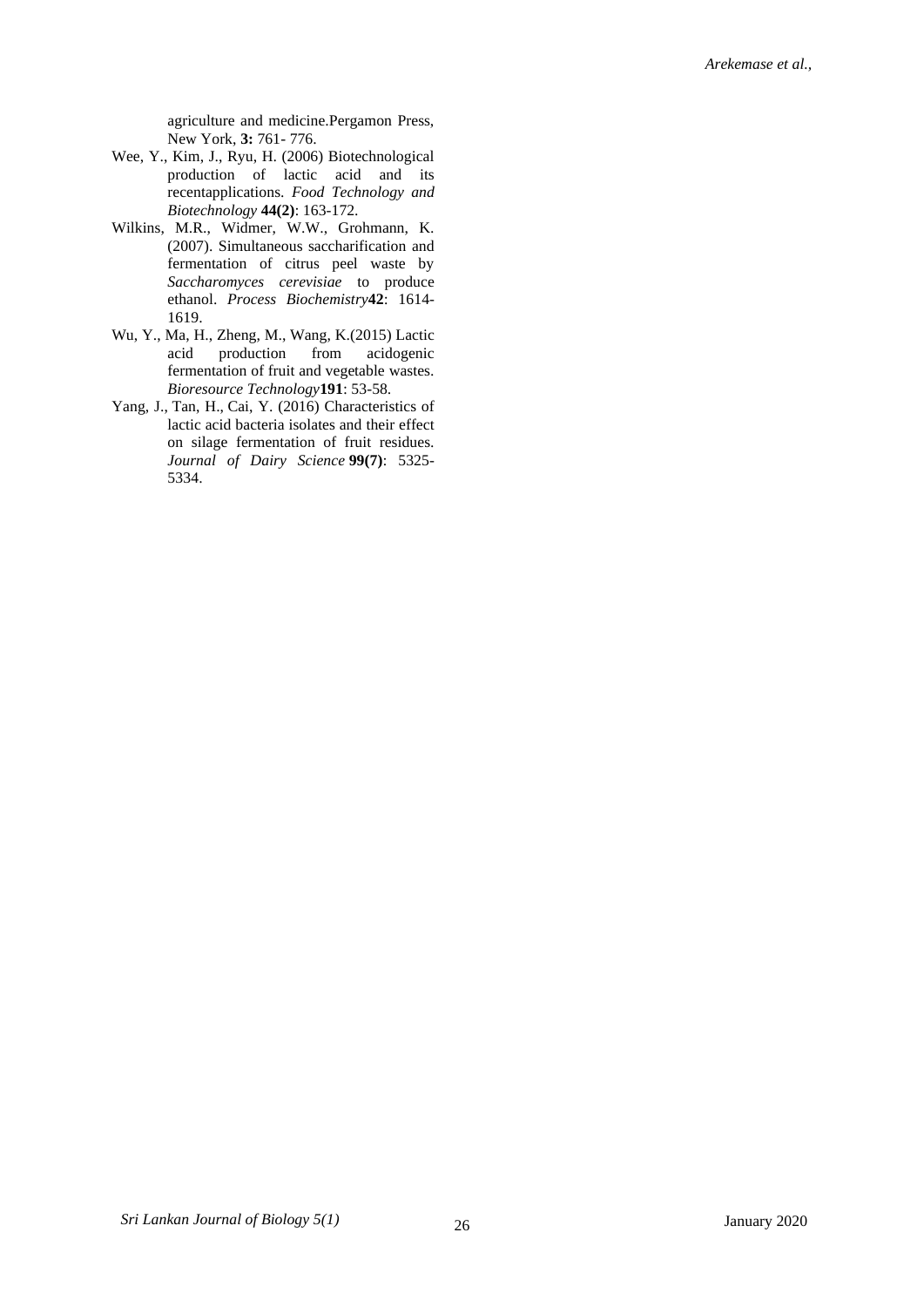agriculture and medicine.Pergamon Press, New York, **3:** 761- 776.

Wee, Y., Kim, J., Ryu, H. (2006) Biotechnological production of lactic acid and its recentapplications. *Food Technology and Biotechnology* **44(2)**: 163-172.

Wilkins, M.R., Widmer, W.W., Grohmann, K. (2007). Simultaneous saccharification and fermentation of citrus peel waste by *Saccharomyces cerevisiae* to produce ethanol. *Process Biochemistry* **42**: 1614-1619.

Wu, Y., Ma, H., Zheng, M., Wang, K.(2015) Lactic acid production from acidogenic fermentation of fruit and vegetable wastes. *Bioresource Technology* **191**: 53-58.

Yang, J., Tan, H., Cai, Y. (2016) Characteristics of lactic acid bacteria isolates and their effect on silage fermentation of fruit residues. *Journal of Dairy Science* **99(7)**: 5325-5334.